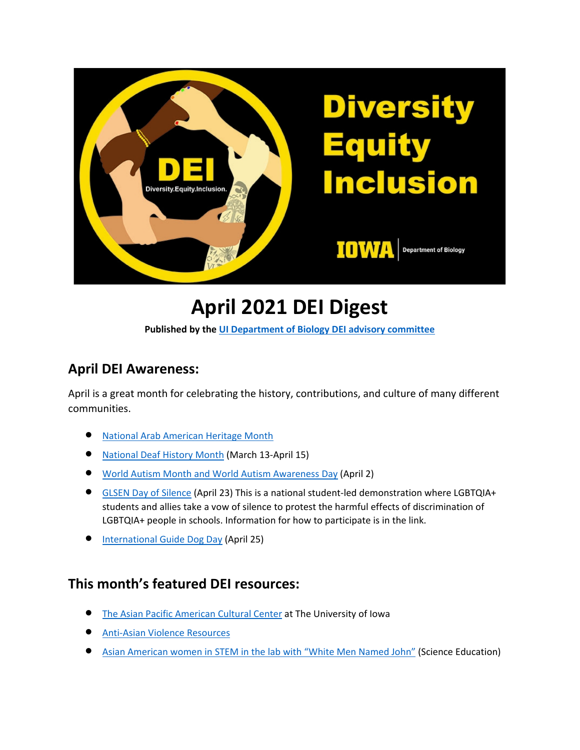# April 2021 DEI Digest

**Published by the UI Department of Biology DEI advisory committee**

## April DEI Awareness:

April is a great month for celebrating the history, contributions, and culture of many different communities.

- National Arab American Heritage Month
- National Deaf History Month (March 13-April 15)
- World Autism Month and World Autism Awareness Day (April 2)
- GLSEN Day of Silence (April 23) This is a national student-led demonstration where LGBTQIA+ students and allies take a vow of silence to protest the harmful effects of discrimination of LGBTQIA+ people in schools. Information for how to participate is in the link.
- International Guide Dog Day (April 25)

## This month's featured DEI resources:

- The Asian Pacific American Cultural Center at The University of Iowa
- Anti-Asian Violence Resources
- Asian American women in STEM in the lab with "White Men Named John" (Science Education)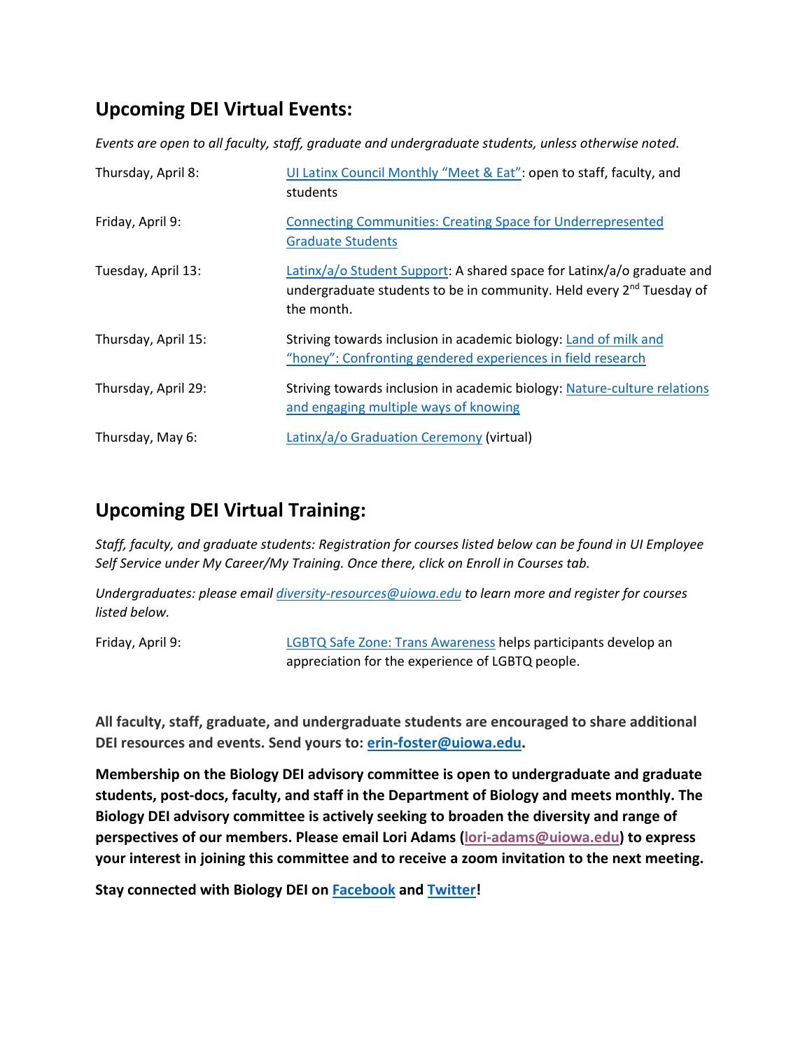## Upcoming DEI Virtual Events:

*Events are open to all faculty, staff, graduate and undergraduate students, unless otherwise noted.*

| | |
|---|---|
| Thursday, April 8: | UI Latinx Council Monthly "Meet & Eat": open to staff, faculty, and students |
| Friday, April 9: | Connecting Communities: Creating Space for Underrepresented Graduate Students |
| Tuesday, April 13: | Latinx/a/o Student Support: A shared space for Latinx/a/o graduate and undergraduate students to be in community. Held every 2nd Tuesday of the month. |
| Thursday, April 15: | Striving towards inclusion in academic biology: Land of milk and "honey": Confronting gendered experiences in field research |
| Thursday, April 29: | Striving towards inclusion in academic biology: Nature-culture relations and engaging multiple ways of knowing |
| Thursday, May 6: | Latinx/a/o Graduation Ceremony (virtual) |

## Upcoming DEI Virtual Training:

*Staff, faculty, and graduate students: Registration for courses listed below can be found in UI Employee Self Service under My Career/My Training. Once there, click on Enroll in Courses tab.*

*Undergraduates: please email diversity-resources@uiowa.edu to learn more and register for courses listed below.*

| | |
|---|---|
| Friday, April 9: | LGBTQ Safe Zone: Trans Awareness helps participants develop an appreciation for the experience of LGBTQ people. |

**All faculty, staff, graduate, and undergraduate students are encouraged to share additional DEI resources and events. Send yours to: erin-foster@uiowa.edu.**

**Membership on the Biology DEI advisory committee is open to undergraduate and graduate students, post-docs, faculty, and staff in the Department of Biology and meets monthly. The Biology DEI advisory committee is actively seeking to broaden the diversity and range of perspectives of our members. Please email Lori Adams (lori-adams@uiowa.edu) to express your interest in joining this committee and to receive a zoom invitation to the next meeting.**

**Stay connected with Biology DEI on Facebook and Twitter!**